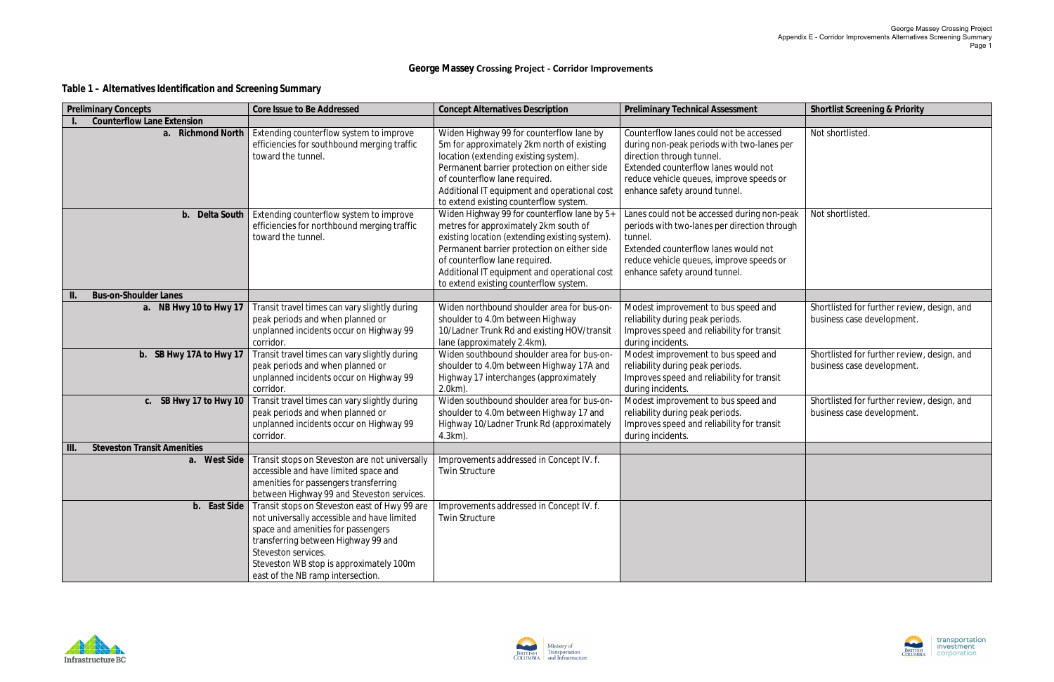## George Massey Crossing Project - Corridor Improvements

### Table 1 – Alternatives Identification and Screening Summary

| Preliminary Concepts | Core Issue to Be Addressed | Concept Alternatives Description | Preliminary Technical Assessment | Shortlist Screening & Priority |
|---|---|---|---|---|
| **I. Counterflow Lane Extension** | | | | |
| **a. Richmond North** | Extending counterflow system to improve efficiencies for southbound merging traffic toward the tunnel. | Widen Highway 99 for counterflow lane by 5m for approximately 2km north of existing location (extending existing system). Permanent barrier protection on either side of counterflow lane required. Additional IT equipment and operational cost to extend existing counterflow system. | Counterflow lanes could not be accessed during non-peak periods with two-lanes per direction through tunnel. Extended counterflow lanes would not reduce vehicle queues, improve speeds or enhance safety around tunnel. | Not shortlisted. |
| **b. Delta South** | Extending counterflow system to improve efficiencies for northbound merging traffic toward the tunnel. | Widen Highway 99 for counterflow lane by 5+ metres for approximately 2km south of existing location (extending existing system). Permanent barrier protection on either side of counterflow lane required. Additional IT equipment and operational cost to extend existing counterflow system. | Lanes could not be accessed during non-peak periods with two-lanes per direction through tunnel. Extended counterflow lanes would not reduce vehicle queues, improve speeds or enhance safety around tunnel. | Not shortlisted. |
| **II. Bus-on-Shoulder Lanes** | | | | |
| **a. NB Hwy 10 to Hwy 17** | Transit travel times can vary slightly during peak periods and when planned or unplanned incidents occur on Highway 99 corridor. | Widen northbound shoulder area for bus-on-shoulder to 4.0m between Highway 10/Ladner Trunk Rd and existing HOV/transit lane (approximately 2.4km). | Modest improvement to bus speed and reliability during peak periods. Improves speed and reliability for transit during incidents. | Shortlisted for further review, design, and business case development. |
| **b. SB Hwy 17A to Hwy 17** | Transit travel times can vary slightly during peak periods and when planned or unplanned incidents occur on Highway 99 corridor. | Widen southbound shoulder area for bus-on-shoulder to 4.0m between Highway 17A and Highway 17 interchanges (approximately 2.0km). | Modest improvement to bus speed and reliability during peak periods. Improves speed and reliability for transit during incidents. | Shortlisted for further review, design, and business case development. |
| **c. SB Hwy 17 to Hwy 10** | Transit travel times can vary slightly during peak periods and when planned or unplanned incidents occur on Highway 99 corridor. | Widen southbound shoulder area for bus-on-shoulder to 4.0m between Highway 17 and Highway 10/Ladner Trunk Rd (approximately 4.3km). | Modest improvement to bus speed and reliability during peak periods. Improves speed and reliability for transit during incidents. | Shortlisted for further review, design, and business case development. |
| **III. Steveston Transit Amenities** | | | | |
| **a. West Side** | Transit stops on Steveston are not universally accessible and have limited space and amenities for passengers transferring between Highway 99 and Steveston services. | Improvements addressed in Concept IV. f. Twin Structure | | |
| **b. East Side** | Transit stops on Steveston east of Hwy 99 are not universally accessible and have limited space and amenities for passengers transferring between Highway 99 and Steveston services. Steveston WB stop is approximately 100m east of the NB ramp intersection. | Improvements addressed in Concept IV. f. Twin Structure | | |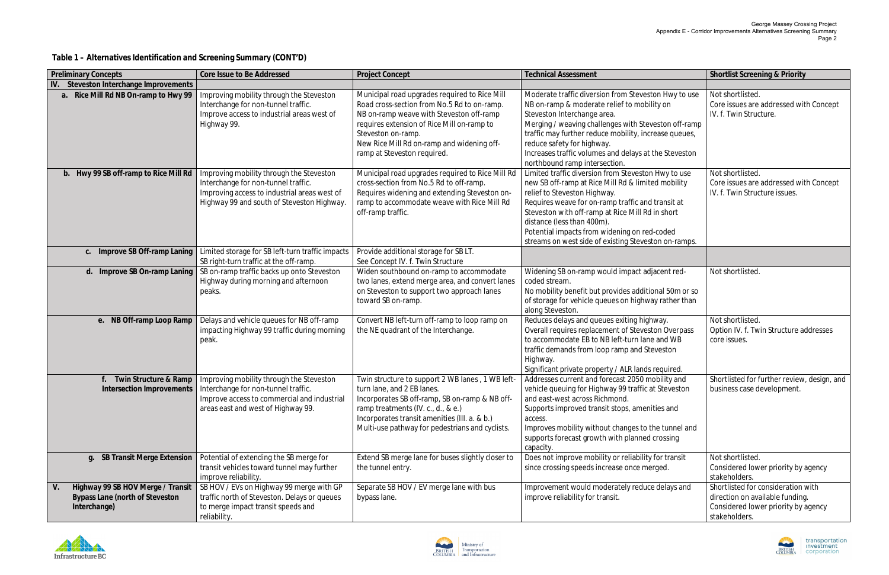## Table 1 – Alternatives Identification and Screening Summary (CONT'D)

| Preliminary Concepts | Core Issue to Be Addressed | Project Concept | Technical Assessment | Shortlist Screening & Priority |
|---|---|---|---|---|
| **IV. Steveston Interchange Improvements** | | | | |
| **a. Rice Mill Rd NB On-ramp to Hwy 99** | Improving mobility through the Steveston Interchange for non-tunnel traffic. Improve access to industrial areas west of Highway 99. | Municipal road upgrades required to Rice Mill Road cross-section from No.5 Rd to on-ramp. NB on-ramp weave with Steveston off-ramp requires extension of Rice Mill on-ramp to Steveston on-ramp. New Rice Mill Rd on-ramp and widening off-ramp at Steveston required. | Moderate traffic diversion from Steveston Hwy to use NB on-ramp & moderate relief to mobility on Steveston Interchange area. Merging / weaving challenges with Steveston off-ramp traffic may further reduce mobility, increase queues, reduce safety for highway. Increases traffic volumes and delays at the Steveston northbound ramp intersection. | Not shortlisted. Core issues are addressed with Concept IV. f. Twin Structure. |
| **b. Hwy 99 SB off-ramp to Rice Mill Rd** | Improving mobility through the Steveston Interchange for non-tunnel traffic. Improving access to industrial areas west of Highway 99 and south of Steveston Highway. | Municipal road upgrades required to Rice Mill Rd cross-section from No.5 Rd to off-ramp. Requires widening and extending Steveston on-ramp to accommodate weave with Rice Mill Rd off-ramp traffic. | Limited traffic diversion from Steveston Hwy to use new SB off-ramp at Rice Mill Rd & limited mobility relief to Steveston Highway. Requires weave for on-ramp traffic and transit at Steveston with off-ramp at Rice Mill Rd in short distance (less than 400m). Potential impacts from widening on red-coded streams on west side of existing Steveston on-ramps. | Not shortlisted. Core issues are addressed with Concept IV. f. Twin Structure issues. |
| **c. Improve SB Off-ramp Laning** | Limited storage for SB left-turn traffic impacts SB right-turn traffic at the off-ramp. | Provide additional storage for SB LT. See Concept IV. f. Twin Structure | | |
| **d. Improve SB On-ramp Laning** | SB on-ramp traffic backs up onto Steveston Highway during morning and afternoon peaks. | Widen southbound on-ramp to accommodate two lanes, extend merge area, and convert lanes on Steveston to support two approach lanes toward SB on-ramp. | Widening SB on-ramp would impact adjacent red-coded stream. No mobility benefit but provides additional 50m or so of storage for vehicle queues on highway rather than along Steveston. | Not shortlisted. |
| **e. NB Off-ramp Loop Ramp** | Delays and vehicle queues for NB off-ramp impacting Highway 99 traffic during morning peak. | Convert NB left-turn off-ramp to loop ramp on the NE quadrant of the Interchange. | Reduces delays and queues exiting highway. Overall requires replacement of Steveston Overpass to accommodate EB to NB left-turn lane and WB traffic demands from loop ramp and Steveston Highway. Significant private property / ALR lands required. | Not shortlisted. Option IV. f. Twin Structure addresses core issues. |
| **f. Twin Structure & Ramp Intersection Improvements** | Improving mobility through the Steveston Interchange for non-tunnel traffic. Improve access to commercial and industrial areas east and west of Highway 99. | Twin structure to support 2 WB lanes , 1 WB left-turn lane, and 2 EB lanes. Incorporates SB off-ramp, SB on-ramp & NB off-ramp treatments (IV. c., d., & e.) Incorporates transit amenities (III. a. & b.) Multi-use pathway for pedestrians and cyclists. | Addresses current and forecast 2050 mobility and vehicle queuing for Highway 99 traffic at Steveston and east-west across Richmond. Supports improved transit stops, amenities and access. Improves mobility without changes to the tunnel and supports forecast growth with planned crossing capacity. | Shortlisted for further review, design, and business case development. |
| **g. SB Transit Merge Extension** | Potential of extending the SB merge for transit vehicles toward tunnel may further improve reliability. | Extend SB merge lane for buses slightly closer to the tunnel entry. | Does not improve mobility or reliability for transit since crossing speeds increase once merged. | Not shortlisted. Considered lower priority by agency stakeholders. |
| **V. Highway 99 SB HOV Merge / Transit Bypass Lane (north of Steveston Interchange)** | SB HOV / EVs on Highway 99 merge with GP traffic north of Steveston. Delays or queues to merge impact transit speeds and reliability. | Separate SB HOV / EV merge lane with bus bypass lane. | Improvement would moderately reduce delays and improve reliability for transit. | Shortlisted for consideration with direction on available funding. Considered lower priority by agency stakeholders. |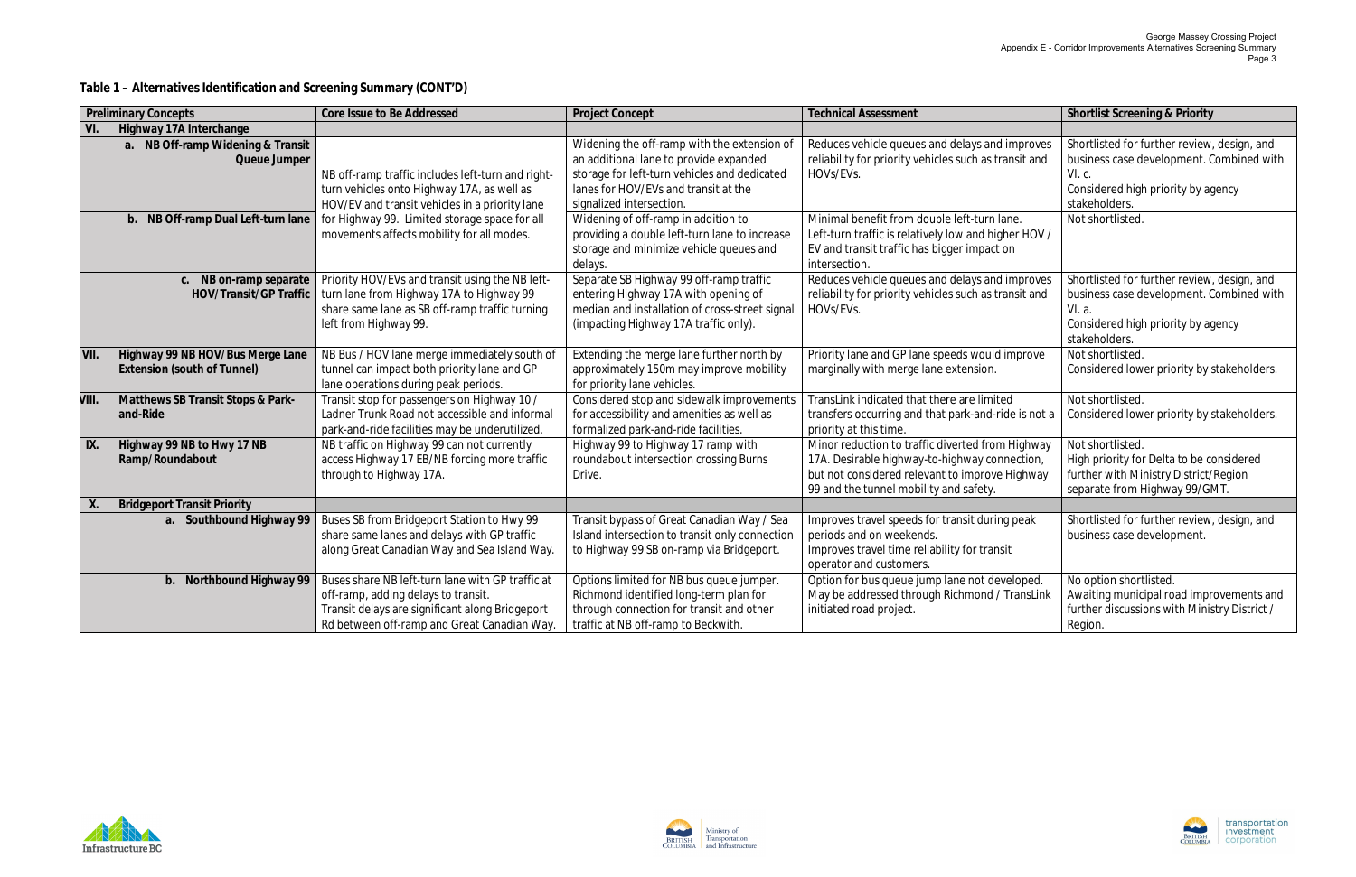**Table 1 – Alternatives Identification and Screening Summary (CONT'D)**

| Preliminary Concepts | Core Issue to Be Addressed | Project Concept | Technical Assessment | Shortlist Screening & Priority |
|---|---|---|---|---|
| **VI. Highway 17A Interchange** | | | | |
| **a. NB Off-ramp Widening & Transit Queue Jumper** | NB off-ramp traffic includes left-turn and right-turn vehicles onto Highway 17A, as well as HOV/EV and transit vehicles in a priority lane for Highway 99. Limited storage space for all movements affects mobility for all modes. | Widening the off-ramp with the extension of an additional lane to provide expanded storage for left-turn vehicles and dedicated lanes for HOV/EVs and transit at the signalized intersection. | Reduces vehicle queues and delays and improves reliability for priority vehicles such as transit and HOVs/EVs. | Shortlisted for further review, design, and business case development. Combined with VI. c. Considered high priority by agency stakeholders. |
| **b. NB Off-ramp Dual Left-turn lane** | | Widening of off-ramp in addition to providing a double left-turn lane to increase storage and minimize vehicle queues and delays. | Minimal benefit from double left-turn lane. Left-turn traffic is relatively low and higher HOV / EV and transit traffic has bigger impact on intersection. | Not shortlisted. |
| **c. NB on-ramp separate HOV/Transit/GP Traffic** | Priority HOV/EVs and transit using the NB left-turn lane from Highway 17A to Highway 99 share same lane as SB off-ramp traffic turning left from Highway 99. | Separate SB Highway 99 off-ramp traffic entering Highway 17A with opening of median and installation of cross-street signal (impacting Highway 17A traffic only). | Reduces vehicle queues and delays and improves reliability for priority vehicles such as transit and HOVs/EVs. | Shortlisted for further review, design, and business case development. Combined with VI. a. Considered high priority by agency stakeholders. |
| **VII. Highway 99 NB HOV/Bus Merge Lane Extension (south of Tunnel)** | NB Bus / HOV lane merge immediately south of tunnel can impact both priority lane and GP lane operations during peak periods. | Extending the merge lane further north by approximately 150m may improve mobility for priority lane vehicles. | Priority lane and GP lane speeds would improve marginally with merge lane extension. | Not shortlisted. Considered lower priority by stakeholders. |
| **VIII. Matthews SB Transit Stops & Park-and-Ride** | Transit stop for passengers on Highway 10 / Ladner Trunk Road not accessible and informal park-and-ride facilities may be underutilized. | Considered stop and sidewalk improvements for accessibility and amenities as well as formalized park-and-ride facilities. | TransLink indicated that there are limited transfers occurring and that park-and-ride is not a priority at this time. | Not shortlisted. Considered lower priority by stakeholders. |
| **IX. Highway 99 NB to Hwy 17 NB Ramp/Roundabout** | NB traffic on Highway 99 can not currently access Highway 17 EB/NB forcing more traffic through to Highway 17A. | Highway 99 to Highway 17 ramp with roundabout intersection crossing Burns Drive. | Minor reduction to traffic diverted from Highway 17A. Desirable highway-to-highway connection, but not considered relevant to improve Highway 99 and the tunnel mobility and safety. | Not shortlisted. High priority for Delta to be considered further with Ministry District/Region separate from Highway 99/GMT. |
| **X. Bridgeport Transit Priority** | | | | |
| **a. Southbound Highway 99** | Buses SB from Bridgeport Station to Hwy 99 share same lanes and delays with GP traffic along Great Canadian Way and Sea Island Way. | Transit bypass of Great Canadian Way / Sea Island intersection to transit only connection to Highway 99 SB on-ramp via Bridgeport. | Improves travel speeds for transit during peak periods and on weekends. Improves travel time reliability for transit operator and customers. | Shortlisted for further review, design, and business case development. |
| **b. Northbound Highway 99** | Buses share NB left-turn lane with GP traffic at off-ramp, adding delays to transit. Transit delays are significant along Bridgeport Rd between off-ramp and Great Canadian Way. | Options limited for NB bus queue jumper. Richmond identified long-term plan for through connection for transit and other traffic at NB off-ramp to Beckwith. | Option for bus queue jump lane not developed. May be addressed through Richmond / TransLink initiated road project. | No option shortlisted. Awaiting municipal road improvements and further discussions with Ministry District / Region. |